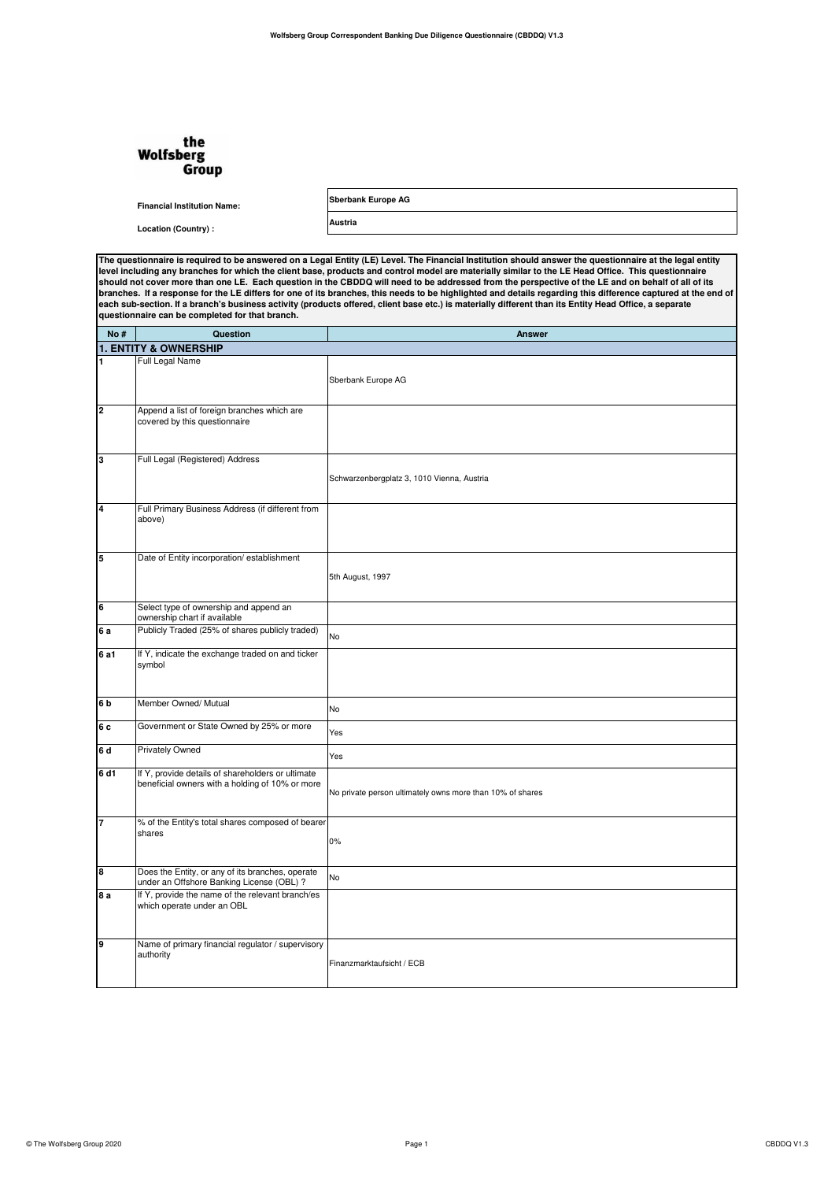the Wolfsberg Group

| | |
|---|---|
| **Financial Institution Name:** | **Sberbank Europe AG** |
| **Location (Country) :** | **Austria** |

**The questionnaire is required to be answered on a Legal Entity (LE) Level. The Financial Institution should answer the questionnaire at the legal entity level including any branches for which the client base, products and control model are materially similar to the LE Head Office. This questionnaire should not cover more than one LE. Each question in the CBDDQ will need to be addressed from the perspective of the LE and on behalf of all of its branches. If a response for the LE differs for one of its branches, this needs to be highlighted and details regarding this difference captured at the end of each sub-section. If a branch's business activity (products offered, client base etc.) is materially different than its Entity Head Office, a separate questionnaire can be completed for that branch.**

| No # | Question | Answer |
|---|---|---|
| **1. ENTITY & OWNERSHIP** | | |
| 1 | Full Legal Name | Sberbank Europe AG |
| 2 | Append a list of foreign branches which are covered by this questionnaire | |
| 3 | Full Legal (Registered) Address | Schwarzenbergplatz 3, 1010 Vienna, Austria |
| 4 | Full Primary Business Address (if different from above) | |
| 5 | Date of Entity incorporation/ establishment | 5th August, 1997 |
| 6 | Select type of ownership and append an ownership chart if available | |
| 6 a | Publicly Traded (25% of shares publicly traded) | No |
| 6 a1 | If Y, indicate the exchange traded on and ticker symbol | |
| 6 b | Member Owned/ Mutual | No |
| 6 c | Government or State Owned by 25% or more | Yes |
| 6 d | Privately Owned | Yes |
| 6 d1 | If Y, provide details of shareholders or ultimate beneficial owners with a holding of 10% or more | No private person ultimately owns more than 10% of shares |
| 7 | % of the Entity's total shares composed of bearer shares | 0% |
| 8 | Does the Entity, or any of its branches, operate under an Offshore Banking License (OBL) ? | No |
| 8 a | If Y, provide the name of the relevant branch/es which operate under an OBL | |
| 9 | Name of primary financial regulator / supervisory authority | Finanzmarktaufsicht / ECB |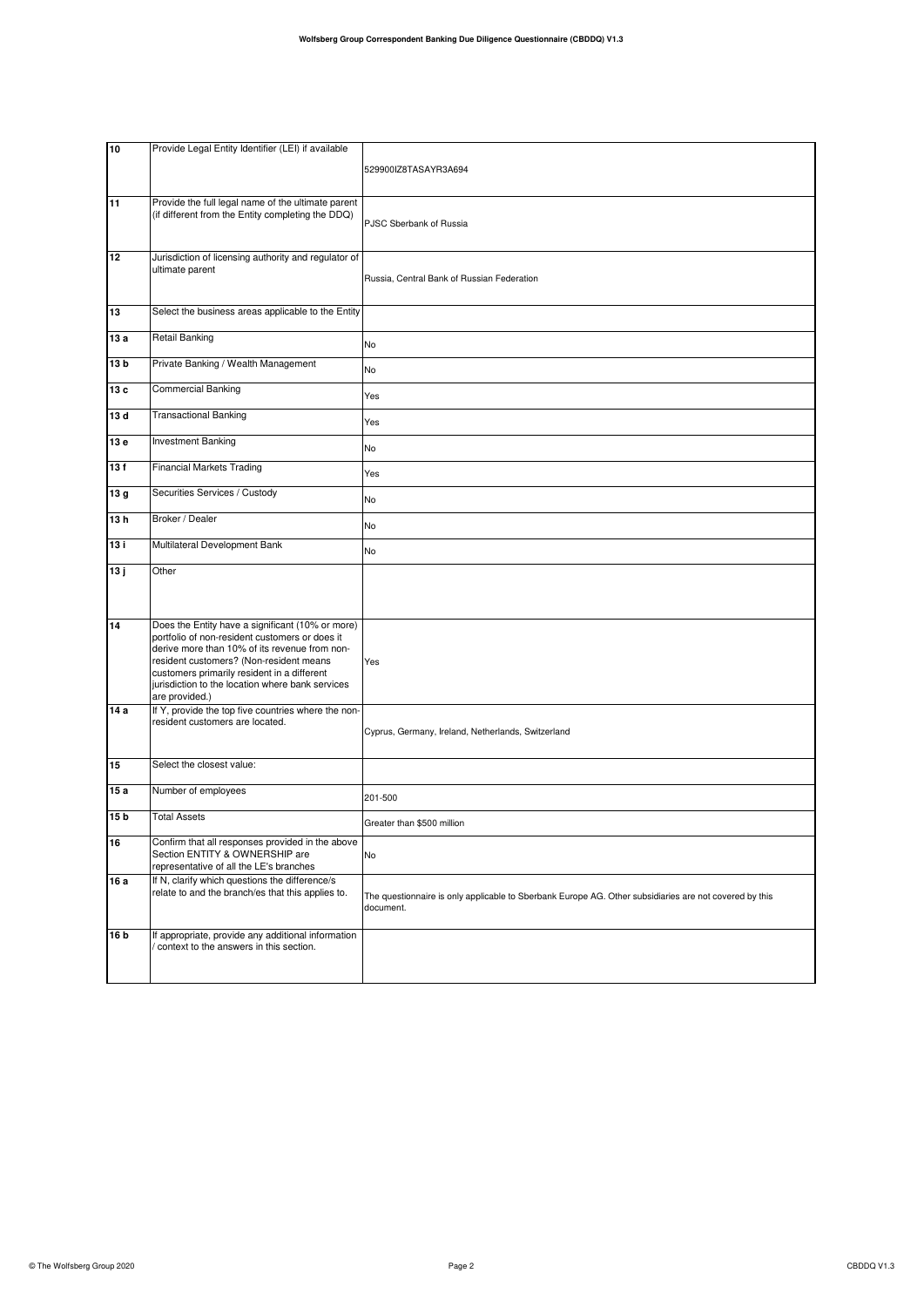| | | |
|---|---|---|
| 10 | Provide Legal Entity Identifier (LEI) if available | 529900IZ8TASAYR3A694 |
| 11 | Provide the full legal name of the ultimate parent (if different from the Entity completing the DDQ) | PJSC Sberbank of Russia |
| 12 | Jurisdiction of licensing authority and regulator of ultimate parent | Russia, Central Bank of Russian Federation |
| 13 | Select the business areas applicable to the Entity | |
| 13 a | Retail Banking | No |
| 13 b | Private Banking / Wealth Management | No |
| 13 c | Commercial Banking | Yes |
| 13 d | Transactional Banking | Yes |
| 13 e | Investment Banking | No |
| 13 f | Financial Markets Trading | Yes |
| 13 g | Securities Services / Custody | No |
| 13 h | Broker / Dealer | No |
| 13 i | Multilateral Development Bank | No |
| 13 j | Other | |
| 14 | Does the Entity have a significant (10% or more) portfolio of non-resident customers or does it derive more than 10% of its revenue from non-resident customers? (Non-resident means customers primarily resident in a different jurisdiction to the location where bank services are provided.) | Yes |
| 14 a | If Y, provide the top five countries where the non-resident customers are located. | Cyprus, Germany, Ireland, Netherlands, Switzerland |
| 15 | Select the closest value: | |
| 15 a | Number of employees | 201-500 |
| 15 b | Total Assets | Greater than $500 million |
| 16 | Confirm that all responses provided in the above Section ENTITY & OWNERSHIP are representative of all the LE's branches | No |
| 16 a | If N, clarify which questions the difference/s relate to and the branch/es that this applies to. | The questionnaire is only applicable to Sberbank Europe AG. Other subsidiaries are not covered by this document. |
| 16 b | If appropriate, provide any additional information / context to the answers in this section. | |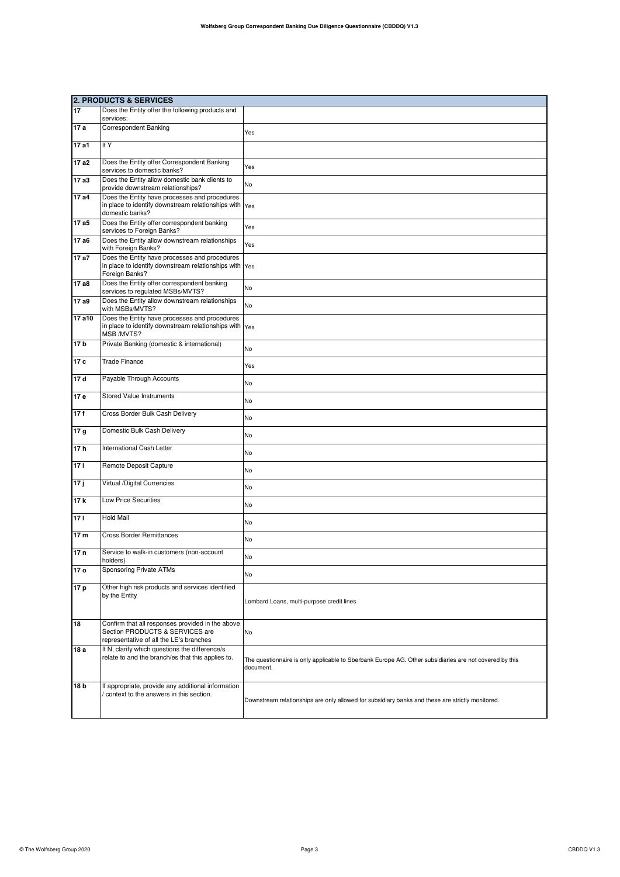| 2. PRODUCTS & SERVICES | | |
|---|---|---|
| **17** | Does the Entity offer the following products and services: | |
| **17 a** | Correspondent Banking | Yes |
| **17 a1** | If Y | |
| **17 a2** | Does the Entity offer Correspondent Banking services to domestic banks? | Yes |
| **17 a3** | Does the Entity allow domestic bank clients to provide downstream relationships? | No |
| **17 a4** | Does the Entity have processes and procedures in place to identify downstream relationships with domestic banks? | Yes |
| **17 a5** | Does the Entity offer correspondent banking services to Foreign Banks? | Yes |
| **17 a6** | Does the Entity allow downstream relationships with Foreign Banks? | Yes |
| **17 a7** | Does the Entity have processes and procedures in place to identify downstream relationships with Foreign Banks? | Yes |
| **17 a8** | Does the Entity offer correspondent banking services to regulated MSBs/MVTS? | No |
| **17 a9** | Does the Entity allow downstream relationships with MSBs/MVTS? | No |
| **17 a10** | Does the Entity have processes and procedures in place to identify downstream relationships with MSB /MVTS? | Yes |
| **17 b** | Private Banking (domestic & international) | No |
| **17 c** | Trade Finance | Yes |
| **17 d** | Payable Through Accounts | No |
| **17 e** | Stored Value Instruments | No |
| **17 f** | Cross Border Bulk Cash Delivery | No |
| **17 g** | Domestic Bulk Cash Delivery | No |
| **17 h** | International Cash Letter | No |
| **17 i** | Remote Deposit Capture | No |
| **17 j** | Virtual /Digital Currencies | No |
| **17 k** | Low Price Securities | No |
| **17 l** | Hold Mail | No |
| **17 m** | Cross Border Remittances | No |
| **17 n** | Service to walk-in customers (non-account holders) | No |
| **17 o** | Sponsoring Private ATMs | No |
| **17 p** | Other high risk products and services identified by the Entity | Lombard Loans, multi-purpose credit lines |
| **18** | Confirm that all responses provided in the above Section PRODUCTS & SERVICES are representative of all the LE's branches | No |
| **18 a** | If N, clarify which questions the difference/s relate to and the branch/es that this applies to. | The questionnaire is only applicable to Sberbank Europe AG. Other subsidiaries are not covered by this document. |
| **18 b** | If appropriate, provide any additional information / context to the answers in this section. | Downstream relationships are only allowed for subsidiary banks and these are strictly monitored. |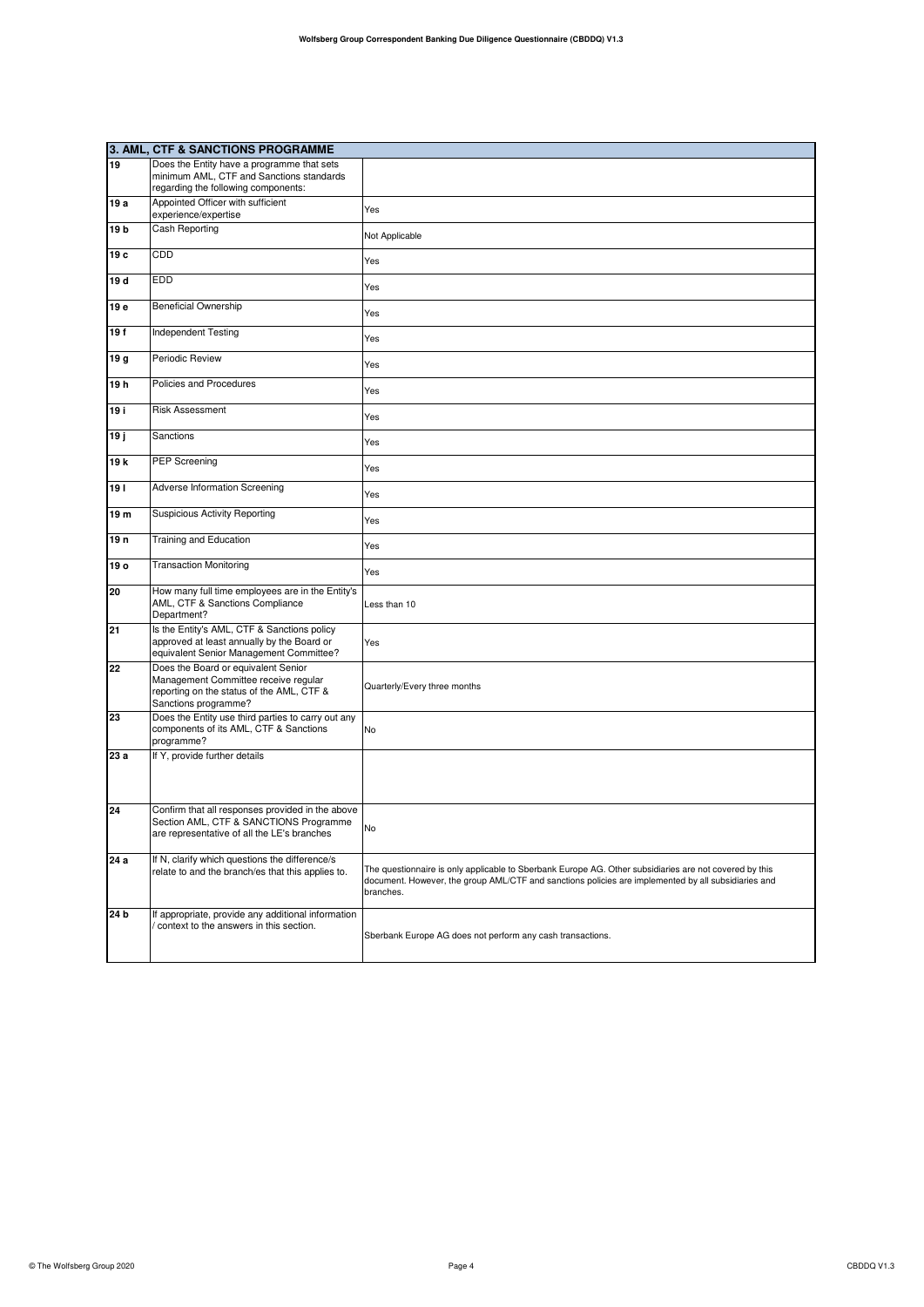| 3. AML, CTF & SANCTIONS PROGRAMME | | |
|---|---|---|
| 19 | Does the Entity have a programme that sets minimum AML, CTF and Sanctions standards regarding the following components: | |
| 19 a | Appointed Officer with sufficient experience/expertise | Yes |
| 19 b | Cash Reporting | Not Applicable |
| 19 c | CDD | Yes |
| 19 d | EDD | Yes |
| 19 e | Beneficial Ownership | Yes |
| 19 f | Independent Testing | Yes |
| 19 g | Periodic Review | Yes |
| 19 h | Policies and Procedures | Yes |
| 19 i | Risk Assessment | Yes |
| 19 j | Sanctions | Yes |
| 19 k | PEP Screening | Yes |
| 19 l | Adverse Information Screening | Yes |
| 19 m | Suspicious Activity Reporting | Yes |
| 19 n | Training and Education | Yes |
| 19 o | Transaction Monitoring | Yes |
| 20 | How many full time employees are in the Entity's AML, CTF & Sanctions Compliance Department? | Less than 10 |
| 21 | Is the Entity's AML, CTF & Sanctions policy approved at least annually by the Board or equivalent Senior Management Committee? | Yes |
| 22 | Does the Board or equivalent Senior Management Committee receive regular reporting on the status of the AML, CTF & Sanctions programme? | Quarterly/Every three months |
| 23 | Does the Entity use third parties to carry out any components of its AML, CTF & Sanctions programme? | No |
| 23 a | If Y, provide further details | |
| 24 | Confirm that all responses provided in the above Section AML, CTF & SANCTIONS Programme are representative of all the LE's branches | No |
| 24 a | If N, clarify which questions the difference/s relate to and the branch/es that this applies to. | The questionnaire is only applicable to Sberbank Europe AG. Other subsidiaries are not covered by this document. However, the group AML/CTF and sanctions policies are implemented by all subsidiaries and branches. |
| 24 b | If appropriate, provide any additional information / context to the answers in this section. | Sberbank Europe AG does not perform any cash transactions. |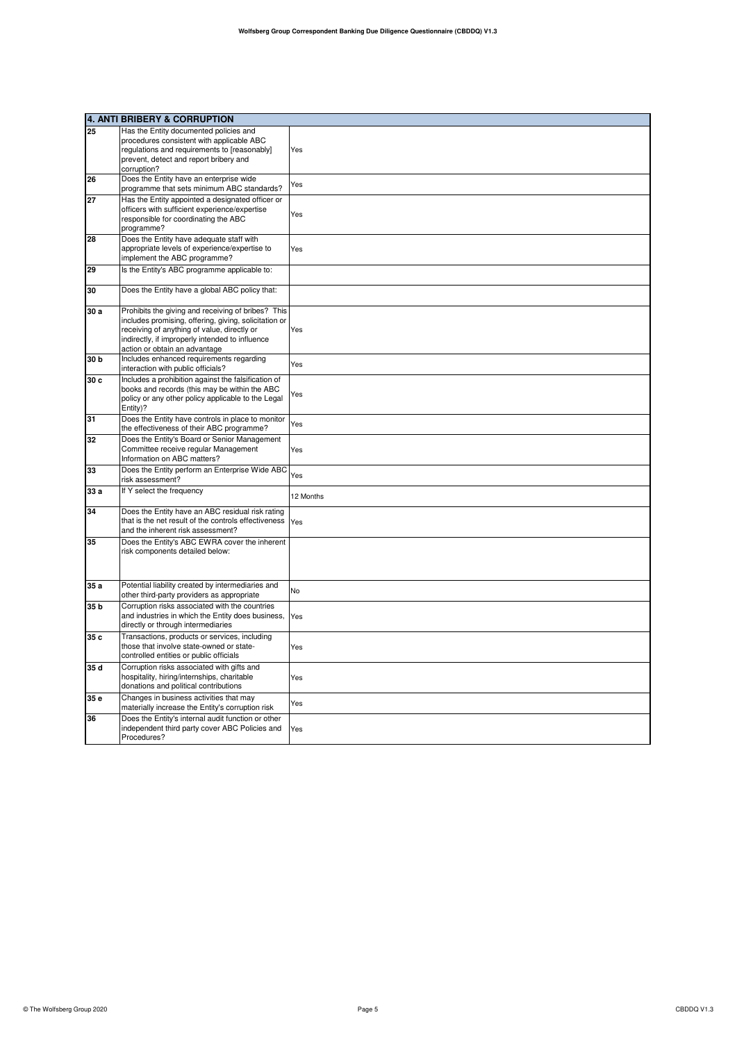| 4. ANTI BRIBERY & CORRUPTION | | |
|---|---|---|
| 25 | Has the Entity documented policies and procedures consistent with applicable ABC regulations and requirements to [reasonably] prevent, detect and report bribery and corruption? | Yes |
| 26 | Does the Entity have an enterprise wide programme that sets minimum ABC standards? | Yes |
| 27 | Has the Entity appointed a designated officer or officers with sufficient experience/expertise responsible for coordinating the ABC programme? | Yes |
| 28 | Does the Entity have adequate staff with appropriate levels of experience/expertise to implement the ABC programme? | Yes |
| 29 | Is the Entity's ABC programme applicable to: | |
| 30 | Does the Entity have a global ABC policy that: | |
| 30 a | Prohibits the giving and receiving of bribes? This includes promising, offering, giving, solicitation or receiving of anything of value, directly or indirectly, if improperly intended to influence action or obtain an advantage | Yes |
| 30 b | Includes enhanced requirements regarding interaction with public officials? | Yes |
| 30 c | Includes a prohibition against the falsification of books and records (this may be within the ABC policy or any other policy applicable to the Legal Entity)? | Yes |
| 31 | Does the Entity have controls in place to monitor the effectiveness of their ABC programme? | Yes |
| 32 | Does the Entity's Board or Senior Management Committee receive regular Management Information on ABC matters? | Yes |
| 33 | Does the Entity perform an Enterprise Wide ABC risk assessment? | Yes |
| 33 a | If Y select the frequency | 12 Months |
| 34 | Does the Entity have an ABC residual risk rating that is the net result of the controls effectiveness and the inherent risk assessment? | Yes |
| 35 | Does the Entity's ABC EWRA cover the inherent risk components detailed below: | |
| 35 a | Potential liability created by intermediaries and other third-party providers as appropriate | No |
| 35 b | Corruption risks associated with the countries and industries in which the Entity does business, directly or through intermediaries | Yes |
| 35 c | Transactions, products or services, including those that involve state-owned or state-controlled entities or public officials | Yes |
| 35 d | Corruption risks associated with gifts and hospitality, hiring/internships, charitable donations and political contributions | Yes |
| 35 e | Changes in business activities that may materially increase the Entity's corruption risk | Yes |
| 36 | Does the Entity's internal audit function or other independent third party cover ABC Policies and Procedures? | Yes |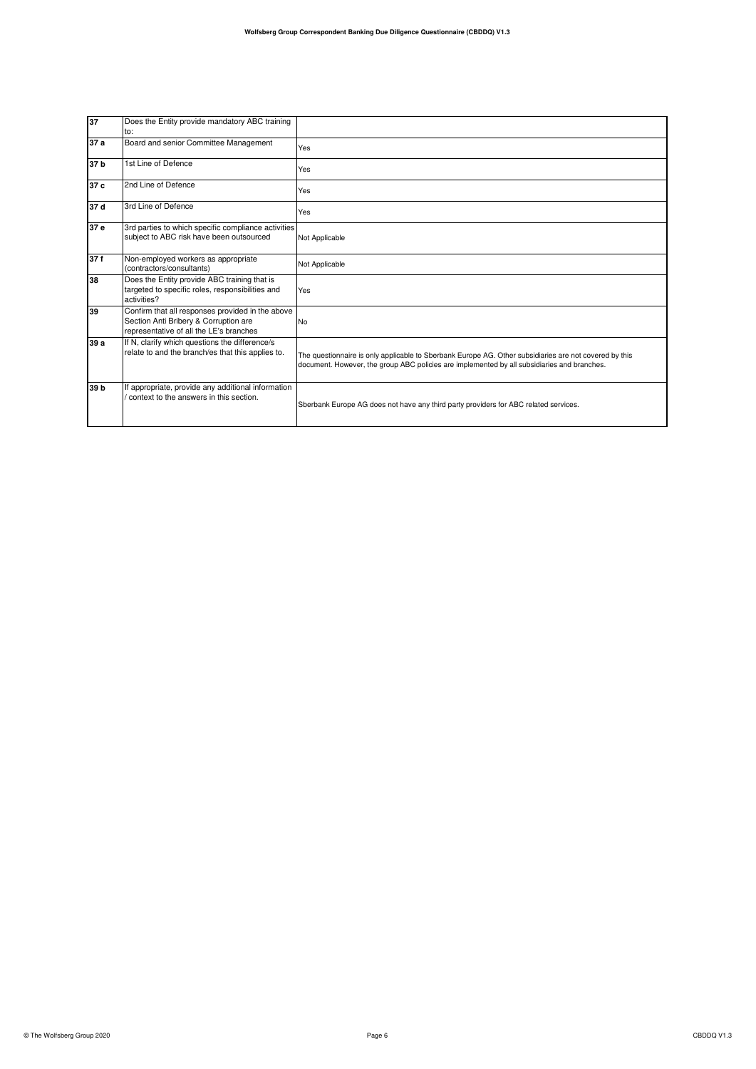| | | |
|---|---|---|
| 37 | Does the Entity provide mandatory ABC training to: | |
| 37 a | Board and senior Committee Management | Yes |
| 37 b | 1st Line of Defence | Yes |
| 37 c | 2nd Line of Defence | Yes |
| 37 d | 3rd Line of Defence | Yes |
| 37 e | 3rd parties to which specific compliance activities subject to ABC risk have been outsourced | Not Applicable |
| 37 f | Non-employed workers as appropriate (contractors/consultants) | Not Applicable |
| 38 | Does the Entity provide ABC training that is targeted to specific roles, responsibilities and activities? | Yes |
| 39 | Confirm that all responses provided in the above Section Anti Bribery & Corruption are representative of all the LE's branches | No |
| 39 a | If N, clarify which questions the difference/s relate to and the branch/es that this applies to. | The questionnaire is only applicable to Sberbank Europe AG. Other subsidiaries are not covered by this document. However, the group ABC policies are implemented by all subsidiaries and branches. |
| 39 b | If appropriate, provide any additional information / context to the answers in this section. | Sberbank Europe AG does not have any third party providers for ABC related services. |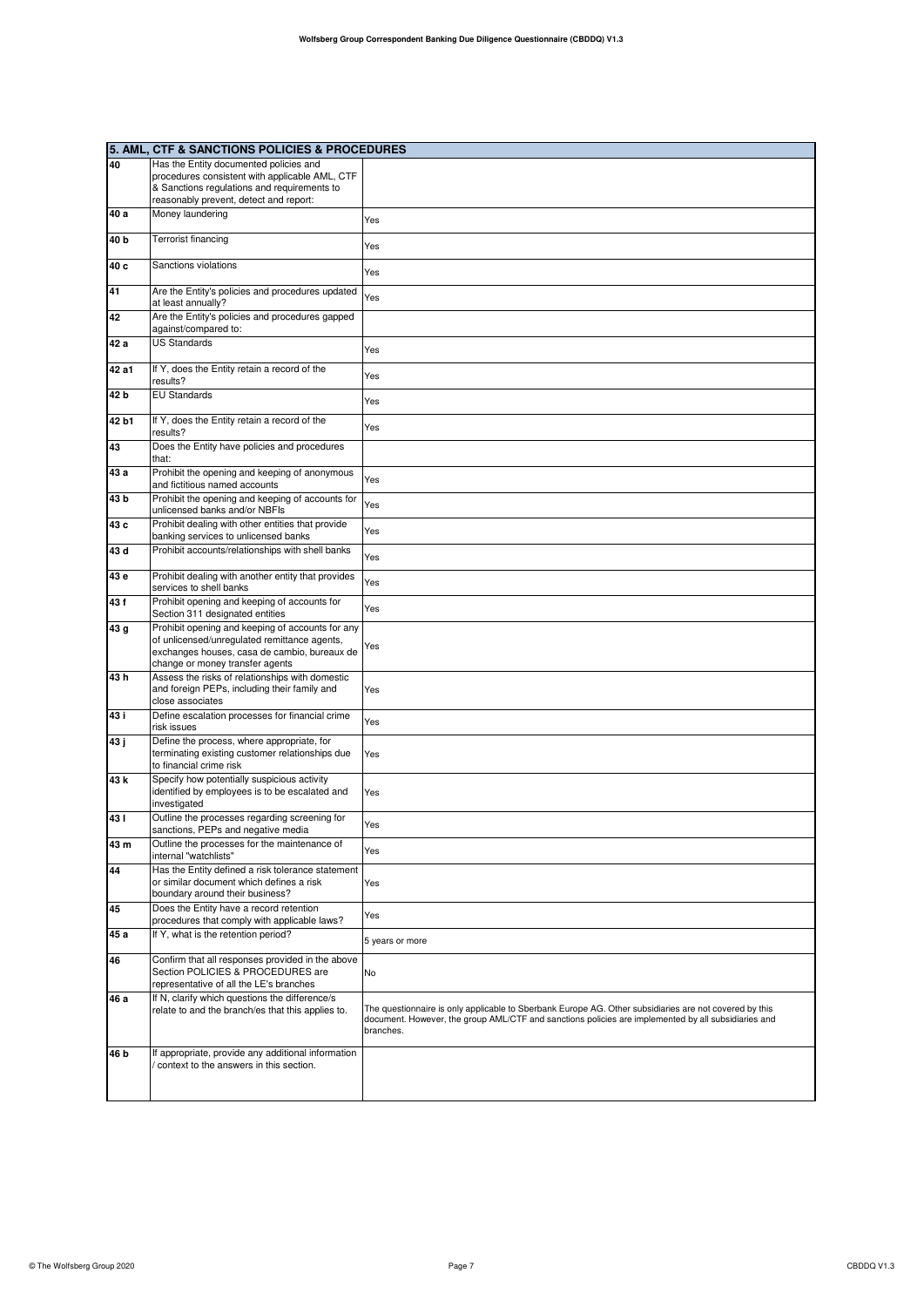| 5. AML, CTF & SANCTIONS POLICIES & PROCEDURES | | |
|---|---|---|
| 40 | Has the Entity documented policies and procedures consistent with applicable AML, CTF & Sanctions regulations and requirements to reasonably prevent, detect and report: | |
| 40 a | Money laundering | Yes |
| 40 b | Terrorist financing | Yes |
| 40 c | Sanctions violations | Yes |
| 41 | Are the Entity's policies and procedures updated at least annually? | Yes |
| 42 | Are the Entity's policies and procedures gapped against/compared to: | |
| 42 a | US Standards | Yes |
| 42 a1 | If Y, does the Entity retain a record of the results? | Yes |
| 42 b | EU Standards | Yes |
| 42 b1 | If Y, does the Entity retain a record of the results? | Yes |
| 43 | Does the Entity have policies and procedures that: | |
| 43 a | Prohibit the opening and keeping of anonymous and fictitious named accounts | Yes |
| 43 b | Prohibit the opening and keeping of accounts for unlicensed banks and/or NBFIs | Yes |
| 43 c | Prohibit dealing with other entities that provide banking services to unlicensed banks | Yes |
| 43 d | Prohibit accounts/relationships with shell banks | Yes |
| 43 e | Prohibit dealing with another entity that provides services to shell banks | Yes |
| 43 f | Prohibit opening and keeping of accounts for Section 311 designated entities | Yes |
| 43 g | Prohibit opening and keeping of accounts for any of unlicensed/unregulated remittance agents, exchanges houses, casa de cambio, bureaux de change or money transfer agents | Yes |
| 43 h | Assess the risks of relationships with domestic and foreign PEPs, including their family and close associates | Yes |
| 43 i | Define escalation processes for financial crime risk issues | Yes |
| 43 j | Define the process, where appropriate, for terminating existing customer relationships due to financial crime risk | Yes |
| 43 k | Specify how potentially suspicious activity identified by employees is to be escalated and investigated | Yes |
| 43 l | Outline the processes regarding screening for sanctions, PEPs and negative media | Yes |
| 43 m | Outline the processes for the maintenance of internal "watchlists" | Yes |
| 44 | Has the Entity defined a risk tolerance statement or similar document which defines a risk boundary around their business? | Yes |
| 45 | Does the Entity have a record retention procedures that comply with applicable laws? | Yes |
| 45 a | If Y, what is the retention period? | 5 years or more |
| 46 | Confirm that all responses provided in the above Section POLICIES & PROCEDURES are representative of all the LE's branches | No |
| 46 a | If N, clarify which questions the difference/s relate to and the branch/es that this applies to. | The questionnaire is only applicable to Sberbank Europe AG. Other subsidiaries are not covered by this document. However, the group AML/CTF and sanctions policies are implemented by all subsidiaries and branches. |
| 46 b | If appropriate, provide any additional information / context to the answers in this section. | |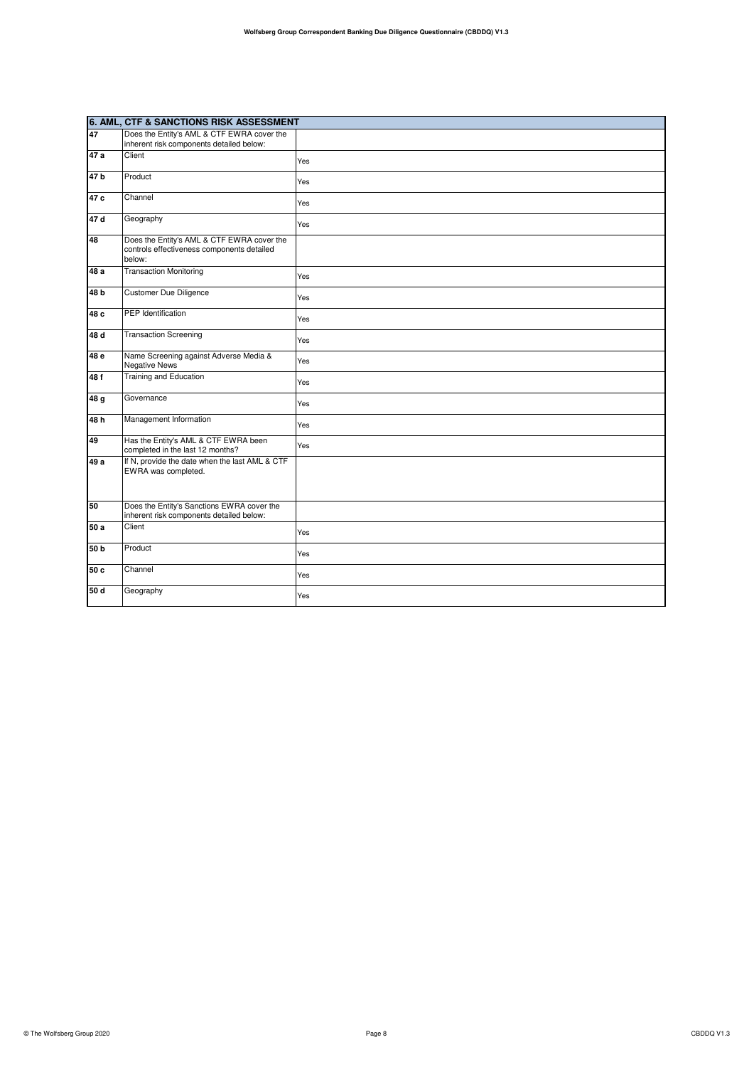| 6. AML, CTF & SANCTIONS RISK ASSESSMENT | | |
|---|---|---|
| 47 | Does the Entity's AML & CTF EWRA cover the inherent risk components detailed below: | |
| 47 a | Client | Yes |
| 47 b | Product | Yes |
| 47 c | Channel | Yes |
| 47 d | Geography | Yes |
| 48 | Does the Entity's AML & CTF EWRA cover the controls effectiveness components detailed below: | |
| 48 a | Transaction Monitoring | Yes |
| 48 b | Customer Due Diligence | Yes |
| 48 c | PEP Identification | Yes |
| 48 d | Transaction Screening | Yes |
| 48 e | Name Screening against Adverse Media & Negative News | Yes |
| 48 f | Training and Education | Yes |
| 48 g | Governance | Yes |
| 48 h | Management Information | Yes |
| 49 | Has the Entity's AML & CTF EWRA been completed in the last 12 months? | Yes |
| 49 a | If N, provide the date when the last AML & CTF EWRA was completed. | |
| 50 | Does the Entity's Sanctions EWRA cover the inherent risk components detailed below: | |
| 50 a | Client | Yes |
| 50 b | Product | Yes |
| 50 c | Channel | Yes |
| 50 d | Geography | Yes |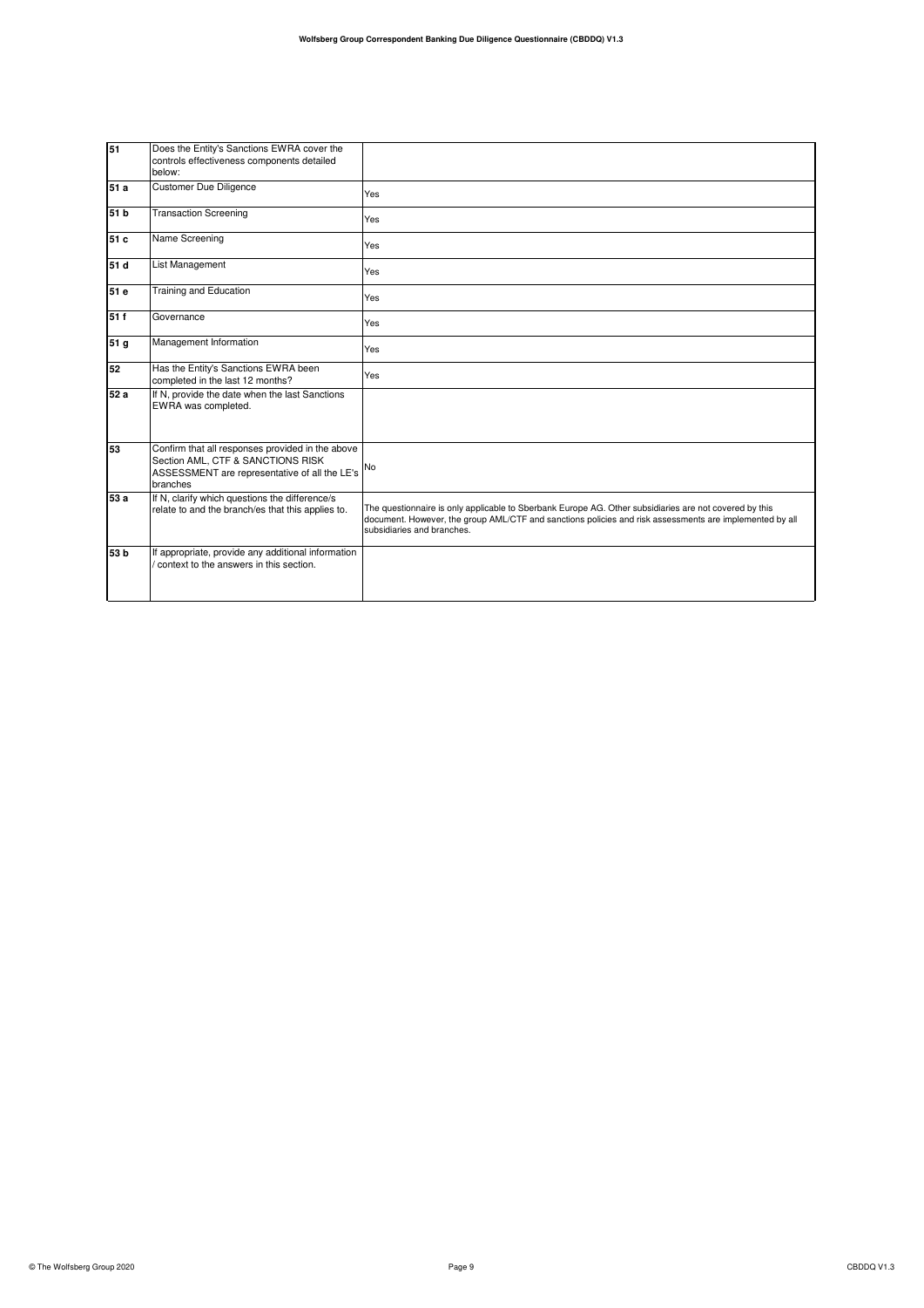| | | |
|---|---|---|
| **51** | Does the Entity's Sanctions EWRA cover the controls effectiveness components detailed below: | |
| **51 a** | Customer Due Diligence | Yes |
| **51 b** | Transaction Screening | Yes |
| **51 c** | Name Screening | Yes |
| **51 d** | List Management | Yes |
| **51 e** | Training and Education | Yes |
| **51 f** | Governance | Yes |
| **51 g** | Management Information | Yes |
| **52** | Has the Entity's Sanctions EWRA been completed in the last 12 months? | Yes |
| **52 a** | If N, provide the date when the last Sanctions EWRA was completed. | |
| **53** | Confirm that all responses provided in the above Section AML, CTF & SANCTIONS RISK ASSESSMENT are representative of all the LE's branches | No |
| **53 a** | If N, clarify which questions the difference/s relate to and the branch/es that this applies to. | The questionnaire is only applicable to Sberbank Europe AG. Other subsidiaries are not covered by this document. However, the group AML/CTF and sanctions policies and risk assessments are implemented by all subsidiaries and branches. |
| **53 b** | If appropriate, provide any additional information / context to the answers in this section. | |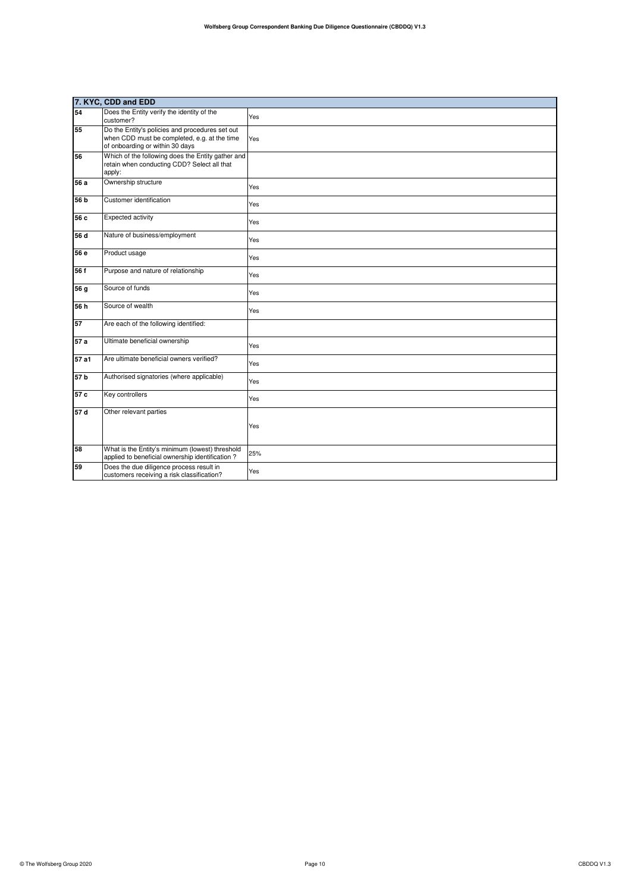| 7. KYC, CDD and EDD | | |
|---|---|---|
| 54 | Does the Entity verify the identity of the customer? | Yes |
| 55 | Do the Entity's policies and procedures set out when CDD must be completed, e.g. at the time of onboarding or within 30 days | Yes |
| 56 | Which of the following does the Entity gather and retain when conducting CDD? Select all that apply: | |
| 56 a | Ownership structure | Yes |
| 56 b | Customer identification | Yes |
| 56 c | Expected activity | Yes |
| 56 d | Nature of business/employment | Yes |
| 56 e | Product usage | Yes |
| 56 f | Purpose and nature of relationship | Yes |
| 56 g | Source of funds | Yes |
| 56 h | Source of wealth | Yes |
| 57 | Are each of the following identified: | |
| 57 a | Ultimate beneficial ownership | Yes |
| 57 a1 | Are ultimate beneficial owners verified? | Yes |
| 57 b | Authorised signatories (where applicable) | Yes |
| 57 c | Key controllers | Yes |
| 57 d | Other relevant parties | Yes |
| 58 | What is the Entity's minimum (lowest) threshold applied to beneficial ownership identification ? | 25% |
| 59 | Does the due diligence process result in customers receiving a risk classification? | Yes |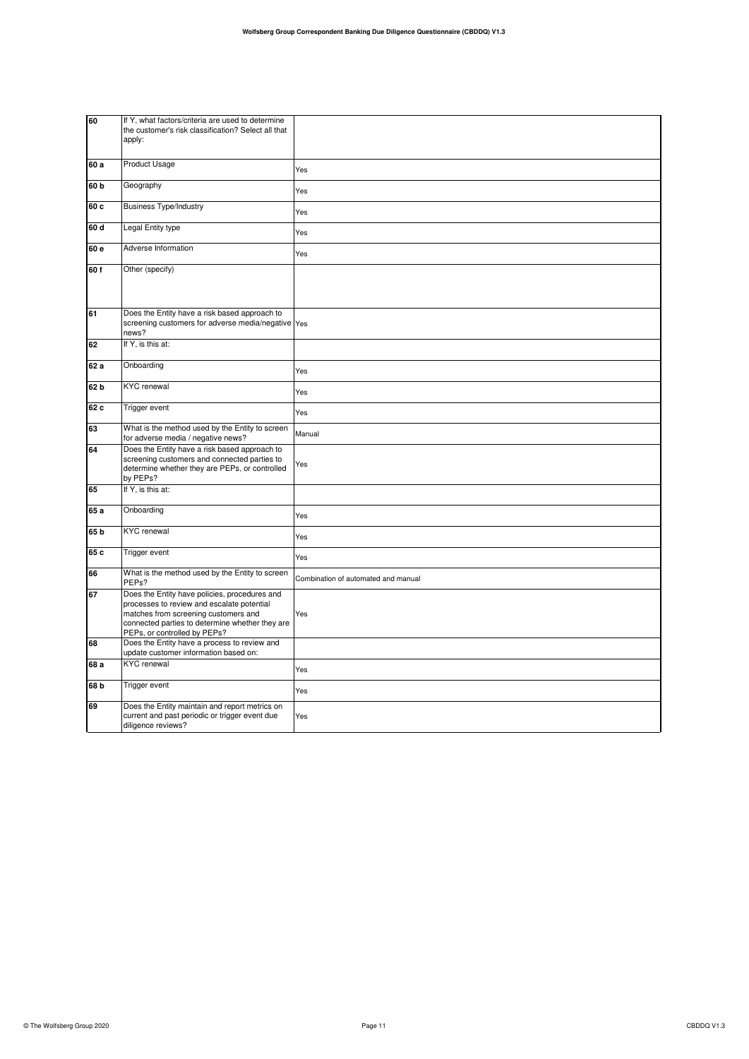| | | |
|---|---|---|
| 60 | If Y, what factors/criteria are used to determine the customer's risk classification? Select all that apply: | |
| 60 a | Product Usage | Yes |
| 60 b | Geography | Yes |
| 60 c | Business Type/Industry | Yes |
| 60 d | Legal Entity type | Yes |
| 60 e | Adverse Information | Yes |
| 60 f | Other (specify) | |
| 61 | Does the Entity have a risk based approach to screening customers for adverse media/negative news? | Yes |
| 62 | If Y, is this at: | |
| 62 a | Onboarding | Yes |
| 62 b | KYC renewal | Yes |
| 62 c | Trigger event | Yes |
| 63 | What is the method used by the Entity to screen for adverse media / negative news? | Manual |
| 64 | Does the Entity have a risk based approach to screening customers and connected parties to determine whether they are PEPs, or controlled by PEPs? | Yes |
| 65 | If Y, is this at: | |
| 65 a | Onboarding | Yes |
| 65 b | KYC renewal | Yes |
| 65 c | Trigger event | Yes |
| 66 | What is the method used by the Entity to screen PEPs? | Combination of automated and manual |
| 67 | Does the Entity have policies, procedures and processes to review and escalate potential matches from screening customers and connected parties to determine whether they are PEPs, or controlled by PEPs? | Yes |
| 68 | Does the Entity have a process to review and update customer information based on: | |
| 68 a | KYC renewal | Yes |
| 68 b | Trigger event | Yes |
| 69 | Does the Entity maintain and report metrics on current and past periodic or trigger event due diligence reviews? | Yes |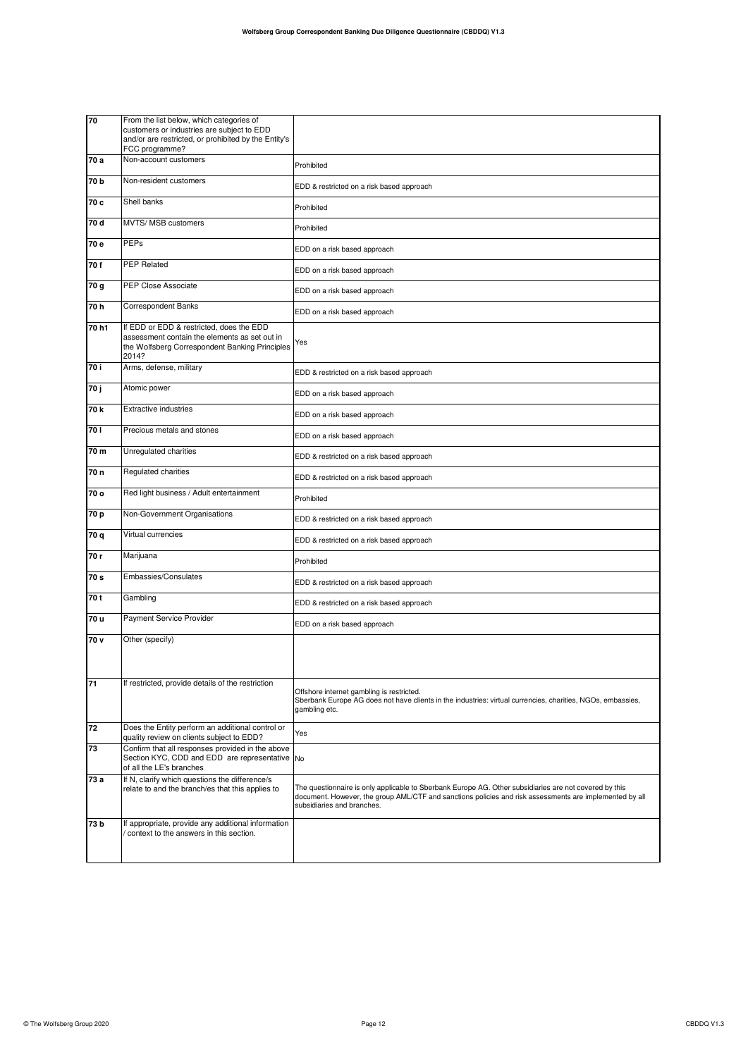| | | |
|---|---|---|
| 70 | From the list below, which categories of customers or industries are subject to EDD and/or are restricted, or prohibited by the Entity's FCC programme? | |
| 70 a | Non-account customers | Prohibited |
| 70 b | Non-resident customers | EDD & restricted on a risk based approach |
| 70 c | Shell banks | Prohibited |
| 70 d | MVTS/ MSB customers | Prohibited |
| 70 e | PEPs | EDD on a risk based approach |
| 70 f | PEP Related | EDD on a risk based approach |
| 70 g | PEP Close Associate | EDD on a risk based approach |
| 70 h | Correspondent Banks | EDD on a risk based approach |
| 70 h1 | If EDD or EDD & restricted, does the EDD assessment contain the elements as set out in the Wolfsberg Correspondent Banking Principles 2014? | Yes |
| 70 i | Arms, defense, military | EDD & restricted on a risk based approach |
| 70 j | Atomic power | EDD on a risk based approach |
| 70 k | Extractive industries | EDD on a risk based approach |
| 70 l | Precious metals and stones | EDD on a risk based approach |
| 70 m | Unregulated charities | EDD & restricted on a risk based approach |
| 70 n | Regulated charities | EDD & restricted on a risk based approach |
| 70 o | Red light business / Adult entertainment | Prohibited |
| 70 p | Non-Government Organisations | EDD & restricted on a risk based approach |
| 70 q | Virtual currencies | EDD & restricted on a risk based approach |
| 70 r | Marijuana | Prohibited |
| 70 s | Embassies/Consulates | EDD & restricted on a risk based approach |
| 70 t | Gambling | EDD & restricted on a risk based approach |
| 70 u | Payment Service Provider | EDD on a risk based approach |
| 70 v | Other (specify) | |
| 71 | If restricted, provide details of the restriction | Offshore internet gambling is restricted.<br>Sberbank Europe AG does not have clients in the industries: virtual currencies, charities, NGOs, embassies, gambling etc. |
| 72 | Does the Entity perform an additional control or quality review on clients subject to EDD? | Yes |
| 73 | Confirm that all responses provided in the above Section KYC, CDD and EDD are representative of all the LE's branches | No |
| 73 a | If N, clarify which questions the difference/s relate to and the branch/es that this applies to | The questionnaire is only applicable to Sberbank Europe AG. Other subsidiaries are not covered by this document. However, the group AML/CTF and sanctions policies and risk assessments are implemented by all subsidiaries and branches. |
| 73 b | If appropriate, provide any additional information / context to the answers in this section. | |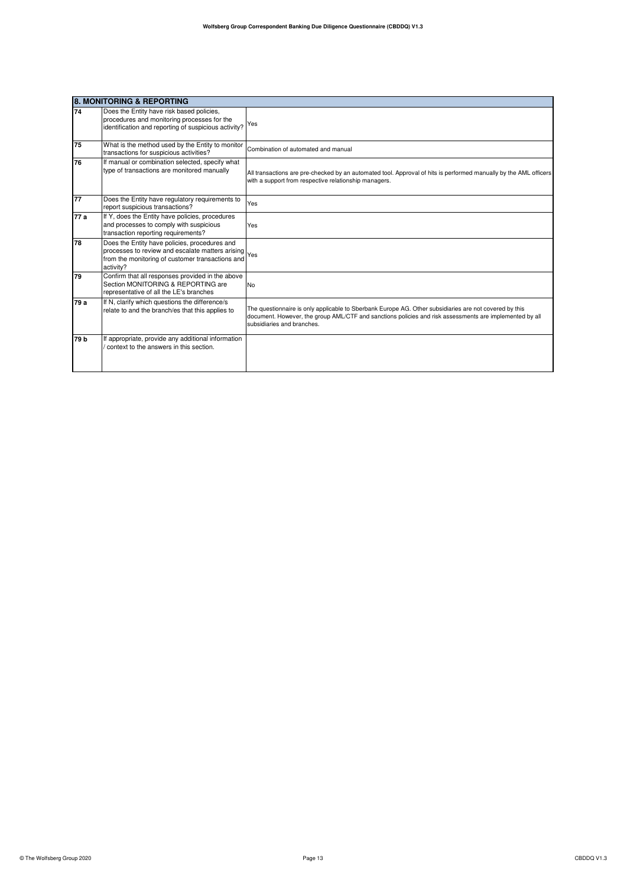| 8. MONITORING & REPORTING | | |
|---|---|---|
| 74 | Does the Entity have risk based policies, procedures and monitoring processes for the identification and reporting of suspicious activity? | Yes |
| 75 | What is the method used by the Entity to monitor transactions for suspicious activities? | Combination of automated and manual |
| 76 | If manual or combination selected, specify what type of transactions are monitored manually | All transactions are pre-checked by an automated tool. Approval of hits is performed manually by the AML officers with a support from respective relationship managers. |
| 77 | Does the Entity have regulatory requirements to report suspicious transactions? | Yes |
| 77 a | If Y, does the Entity have policies, procedures and processes to comply with suspicious transaction reporting requirements? | Yes |
| 78 | Does the Entity have policies, procedures and processes to review and escalate matters arising from the monitoring of customer transactions and activity? | Yes |
| 79 | Confirm that all responses provided in the above Section MONITORING & REPORTING are representative of all the LE's branches | No |
| 79 a | If N, clarify which questions the difference/s relate to and the branch/es that this applies to | The questionnaire is only applicable to Sberbank Europe AG. Other subsidiaries are not covered by this document. However, the group AML/CTF and sanctions policies and risk assessments are implemented by all subsidiaries and branches. |
| 79 b | If appropriate, provide any additional information / context to the answers in this section. | |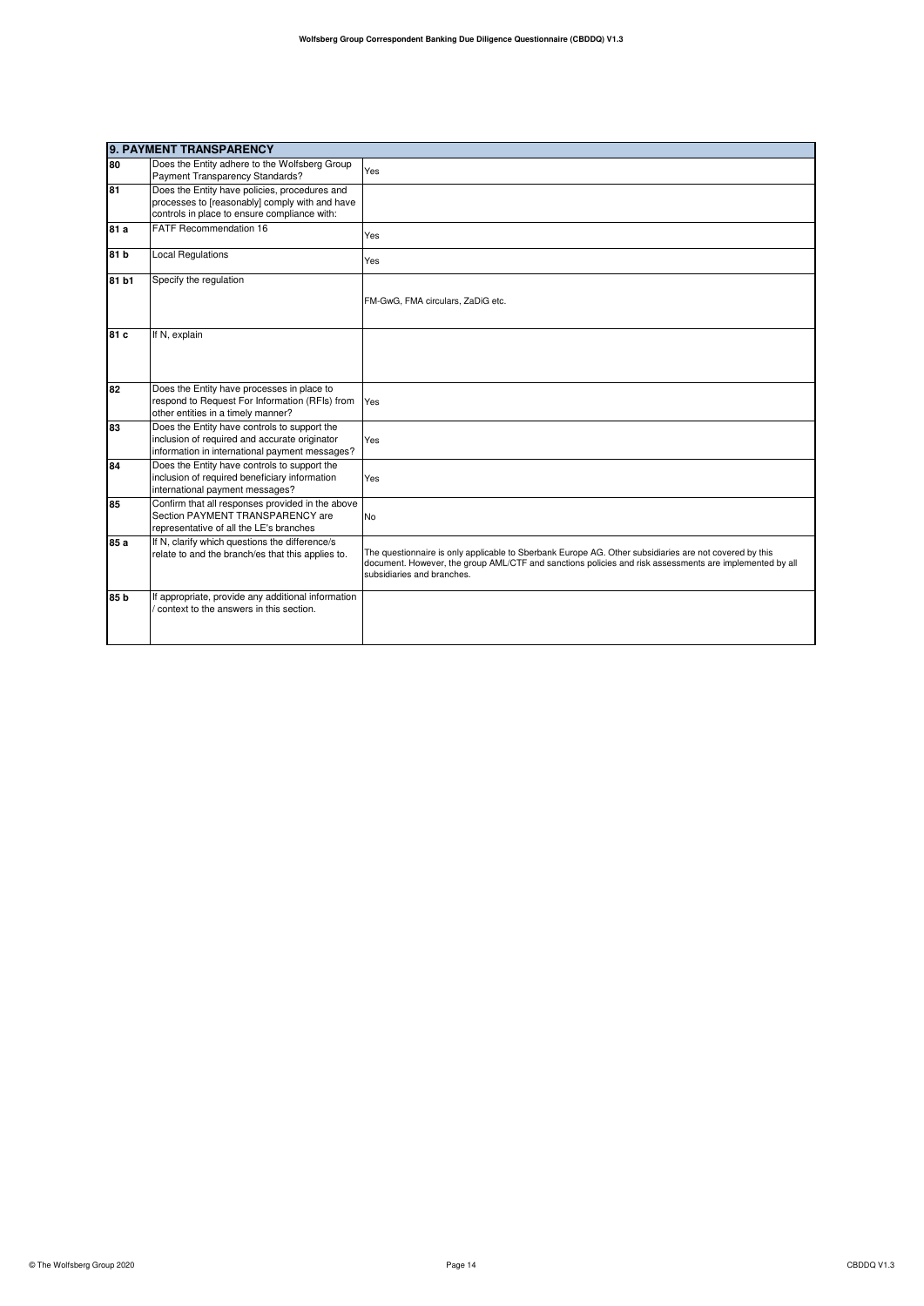| 9. PAYMENT TRANSPARENCY | | |
|---|---|---|
| 80 | Does the Entity adhere to the Wolfsberg Group Payment Transparency Standards? | Yes |
| 81 | Does the Entity have policies, procedures and processes to [reasonably] comply with and have controls in place to ensure compliance with: | |
| 81 a | FATF Recommendation 16 | Yes |
| 81 b | Local Regulations | Yes |
| 81 b1 | Specify the regulation | FM-GwG, FMA circulars, ZaDiG etc. |
| 81 c | If N, explain | |
| 82 | Does the Entity have processes in place to respond to Request For Information (RFIs) from other entities in a timely manner? | Yes |
| 83 | Does the Entity have controls to support the inclusion of required and accurate originator information in international payment messages? | Yes |
| 84 | Does the Entity have controls to support the inclusion of required beneficiary information international payment messages? | Yes |
| 85 | Confirm that all responses provided in the above Section PAYMENT TRANSPARENCY are representative of all the LE's branches | No |
| 85 a | If N, clarify which questions the difference/s relate to and the branch/es that this applies to. | The questionnaire is only applicable to Sberbank Europe AG. Other subsidiaries are not covered by this document. However, the group AML/CTF and sanctions policies and risk assessments are implemented by all subsidiaries and branches. |
| 85 b | If appropriate, provide any additional information / context to the answers in this section. | |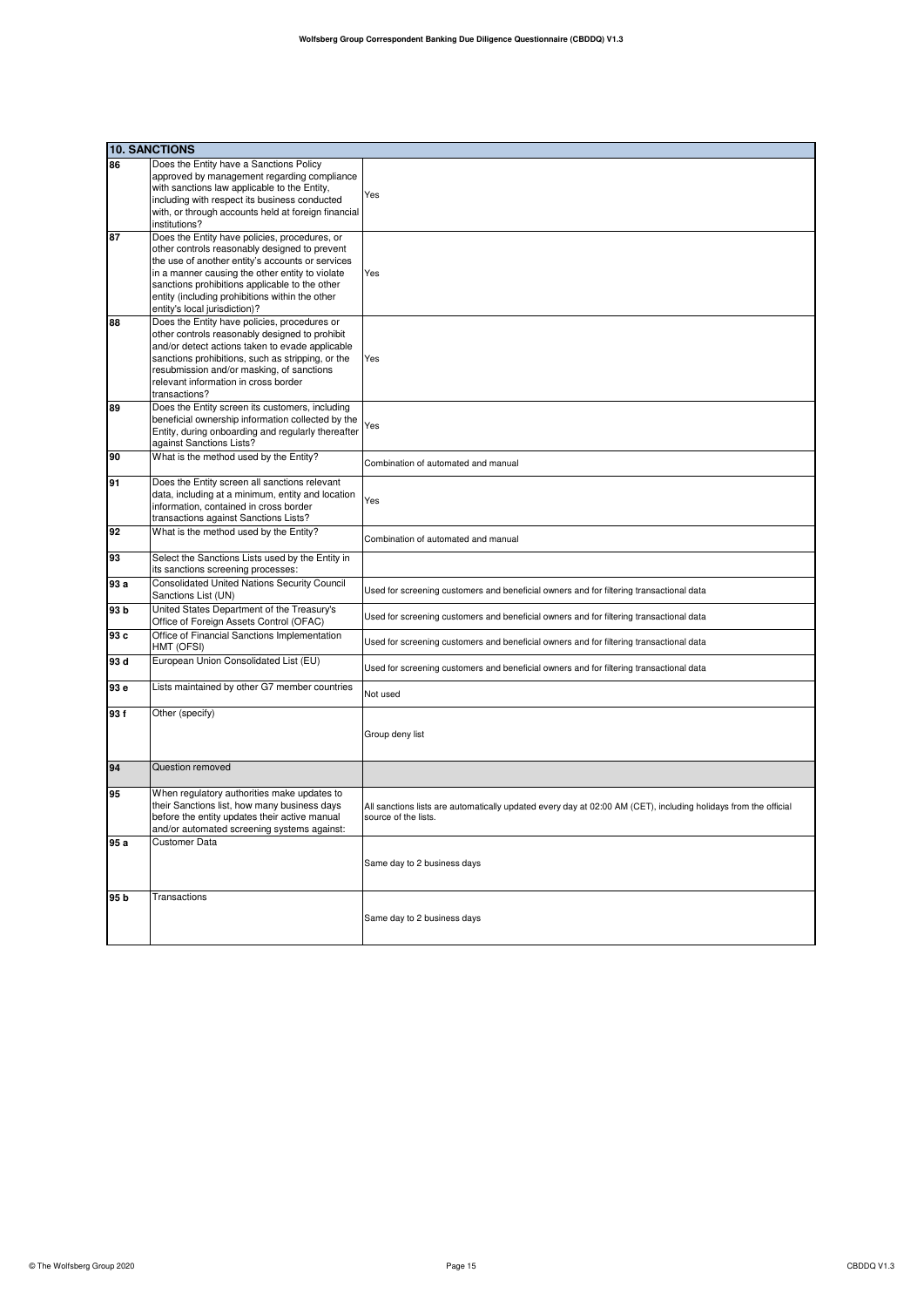| 10. SANCTIONS | | |
|---|---|---|
| 86 | Does the Entity have a Sanctions Policy approved by management regarding compliance with sanctions law applicable to the Entity, including with respect its business conducted with, or through accounts held at foreign financial institutions? | Yes |
| 87 | Does the Entity have policies, procedures, or other controls reasonably designed to prevent the use of another entity's accounts or services in a manner causing the other entity to violate sanctions prohibitions applicable to the other entity (including prohibitions within the other entity's local jurisdiction)? | Yes |
| 88 | Does the Entity have policies, procedures or other controls reasonably designed to prohibit and/or detect actions taken to evade applicable sanctions prohibitions, such as stripping, or the resubmission and/or masking, of sanctions relevant information in cross border transactions? | Yes |
| 89 | Does the Entity screen its customers, including beneficial ownership information collected by the Entity, during onboarding and regularly thereafter against Sanctions Lists? | Yes |
| 90 | What is the method used by the Entity? | Combination of automated and manual |
| 91 | Does the Entity screen all sanctions relevant data, including at a minimum, entity and location information, contained in cross border transactions against Sanctions Lists? | Yes |
| 92 | What is the method used by the Entity? | Combination of automated and manual |
| 93 | Select the Sanctions Lists used by the Entity in its sanctions screening processes: | |
| 93 a | Consolidated United Nations Security Council Sanctions List (UN) | Used for screening customers and beneficial owners and for filtering transactional data |
| 93 b | United States Department of the Treasury's Office of Foreign Assets Control (OFAC) | Used for screening customers and beneficial owners and for filtering transactional data |
| 93 c | Office of Financial Sanctions Implementation HMT (OFSI) | Used for screening customers and beneficial owners and for filtering transactional data |
| 93 d | European Union Consolidated List (EU) | Used for screening customers and beneficial owners and for filtering transactional data |
| 93 e | Lists maintained by other G7 member countries | Not used |
| 93 f | Other (specify) | Group deny list |
| 94 | Question removed | |
| 95 | When regulatory authorities make updates to their Sanctions list, how many business days before the entity updates their active manual and/or automated screening systems against: | All sanctions lists are automatically updated every day at 02:00 AM (CET), including holidays from the official source of the lists. |
| 95 a | Customer Data | Same day to 2 business days |
| 95 b | Transactions | Same day to 2 business days |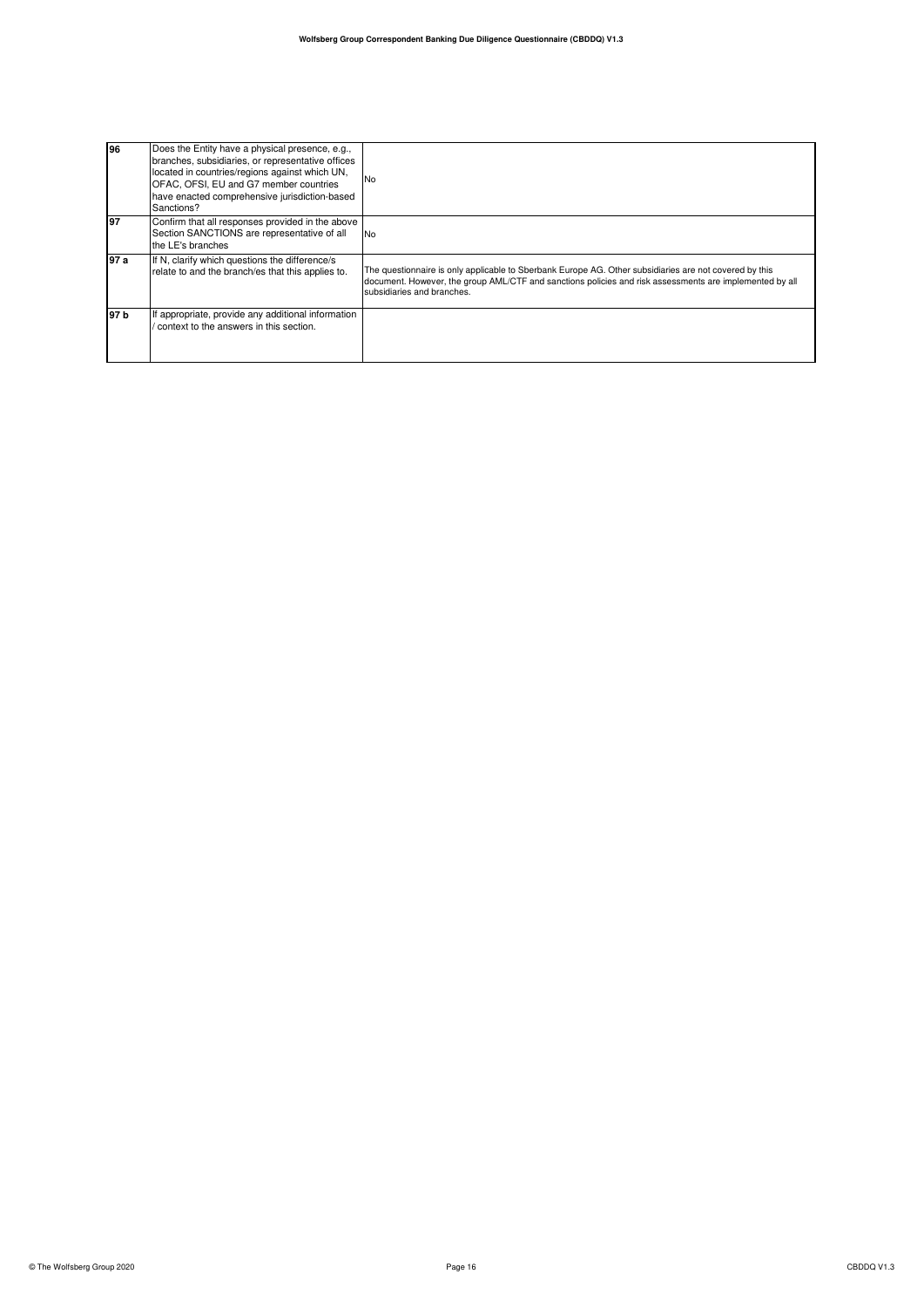| 96 | Does the Entity have a physical presence, e.g., branches, subsidiaries, or representative offices located in countries/regions against which UN, OFAC, OFSI, EU and G7 member countries have enacted comprehensive jurisdiction-based Sanctions? | No |
|---|---|---|
| 97 | Confirm that all responses provided in the above Section SANCTIONS are representative of all the LE's branches | No |
| 97 a | If N, clarify which questions the difference/s relate to and the branch/es that this applies to. | The questionnaire is only applicable to Sberbank Europe AG. Other subsidiaries are not covered by this document. However, the group AML/CTF and sanctions policies and risk assessments are implemented by all subsidiaries and branches. |
| 97 b | If appropriate, provide any additional information / context to the answers in this section. | |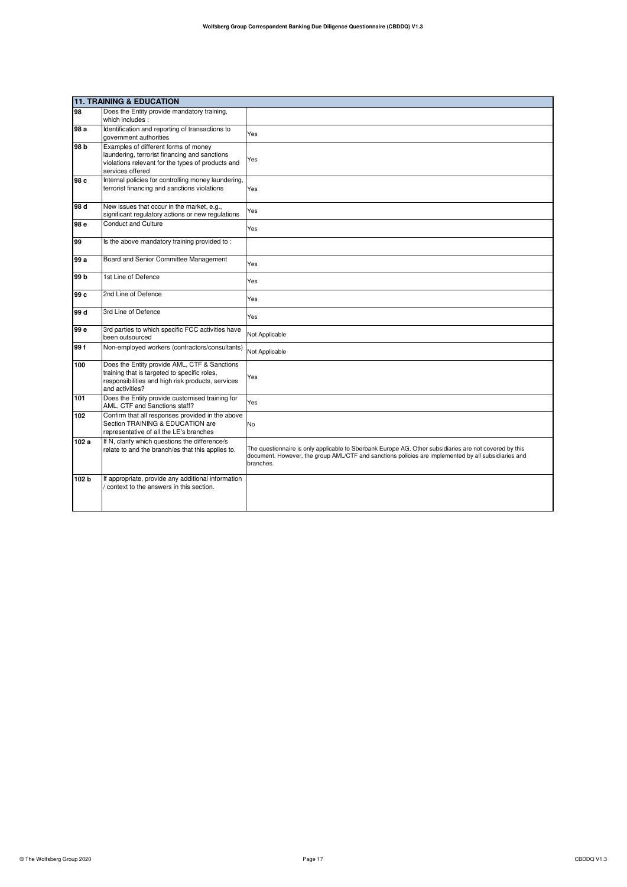| 11. TRAINING & EDUCATION | | |
|---|---|---|
| 98 | Does the Entity provide mandatory training, which includes : | |
| 98 a | Identification and reporting of transactions to government authorities | Yes |
| 98 b | Examples of different forms of money laundering, terrorist financing and sanctions violations relevant for the types of products and services offered | Yes |
| 98 c | Internal policies for controlling money laundering, terrorist financing and sanctions violations | Yes |
| 98 d | New issues that occur in the market, e.g., significant regulatory actions or new regulations | Yes |
| 98 e | Conduct and Culture | Yes |
| 99 | Is the above mandatory training provided to : | |
| 99 a | Board and Senior Committee Management | Yes |
| 99 b | 1st Line of Defence | Yes |
| 99 c | 2nd Line of Defence | Yes |
| 99 d | 3rd Line of Defence | Yes |
| 99 e | 3rd parties to which specific FCC activities have been outsourced | Not Applicable |
| 99 f | Non-employed workers (contractors/consultants) | Not Applicable |
| 100 | Does the Entity provide AML, CTF & Sanctions training that is targeted to specific roles, responsibilities and high risk products, services and activities? | Yes |
| 101 | Does the Entity provide customised training for AML, CTF and Sanctions staff? | Yes |
| 102 | Confirm that all responses provided in the above Section TRAINING & EDUCATION are representative of all the LE's branches | No |
| 102 a | If N, clarify which questions the difference/s relate to and the branch/es that this applies to. | The questionnaire is only applicable to Sberbank Europe AG. Other subsidiaries are not covered by this document. However, the group AML/CTF and sanctions policies are implemented by all subsidiaries and branches. |
| 102 b | If appropriate, provide any additional information / context to the answers in this section. | |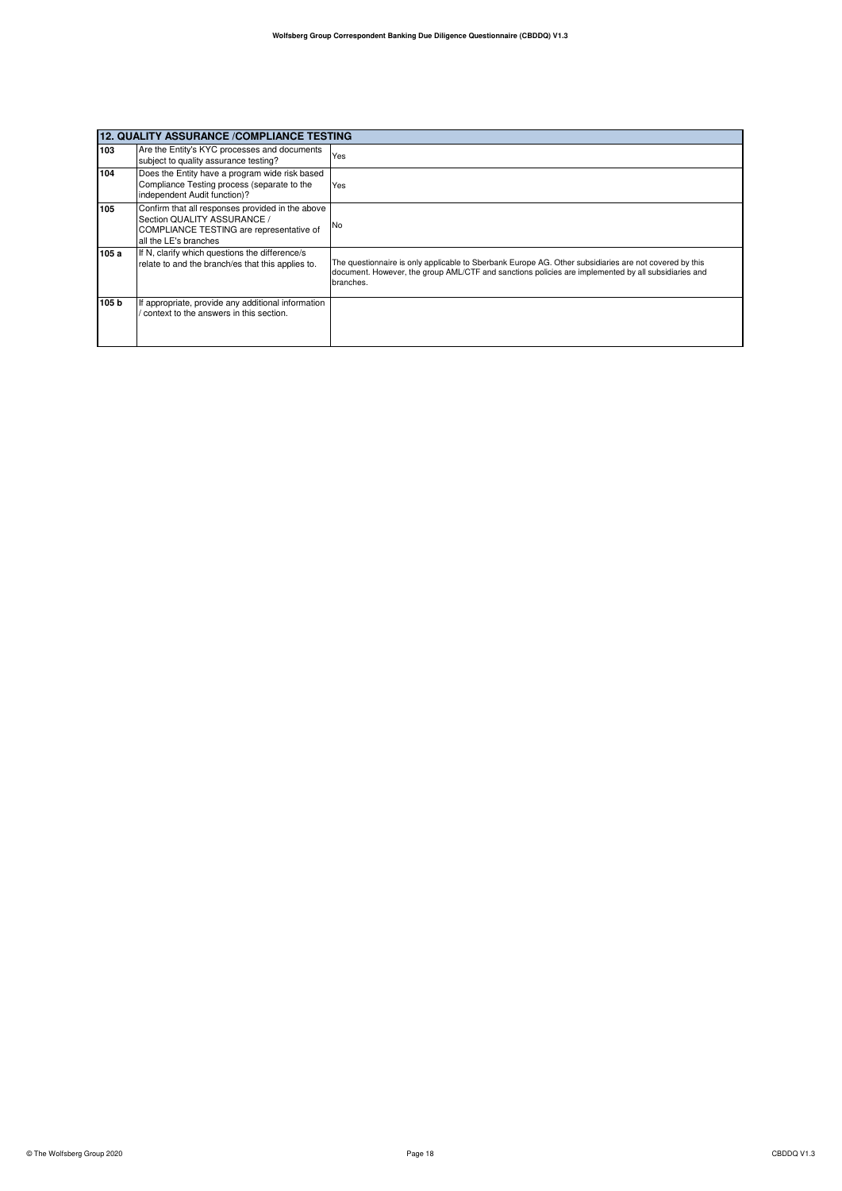| 12. QUALITY ASSURANCE /COMPLIANCE TESTING | | |
|---|---|---|
| 103 | Are the Entity's KYC processes and documents subject to quality assurance testing? | Yes |
| 104 | Does the Entity have a program wide risk based Compliance Testing process (separate to the independent Audit function)? | Yes |
| 105 | Confirm that all responses provided in the above Section QUALITY ASSURANCE / COMPLIANCE TESTING are representative of all the LE's branches | No |
| 105 a | If N, clarify which questions the difference/s relate to and the branch/es that this applies to. | The questionnaire is only applicable to Sberbank Europe AG. Other subsidiaries are not covered by this document. However, the group AML/CTF and sanctions policies are implemented by all subsidiaries and branches. |
| 105 b | If appropriate, provide any additional information / context to the answers in this section. | |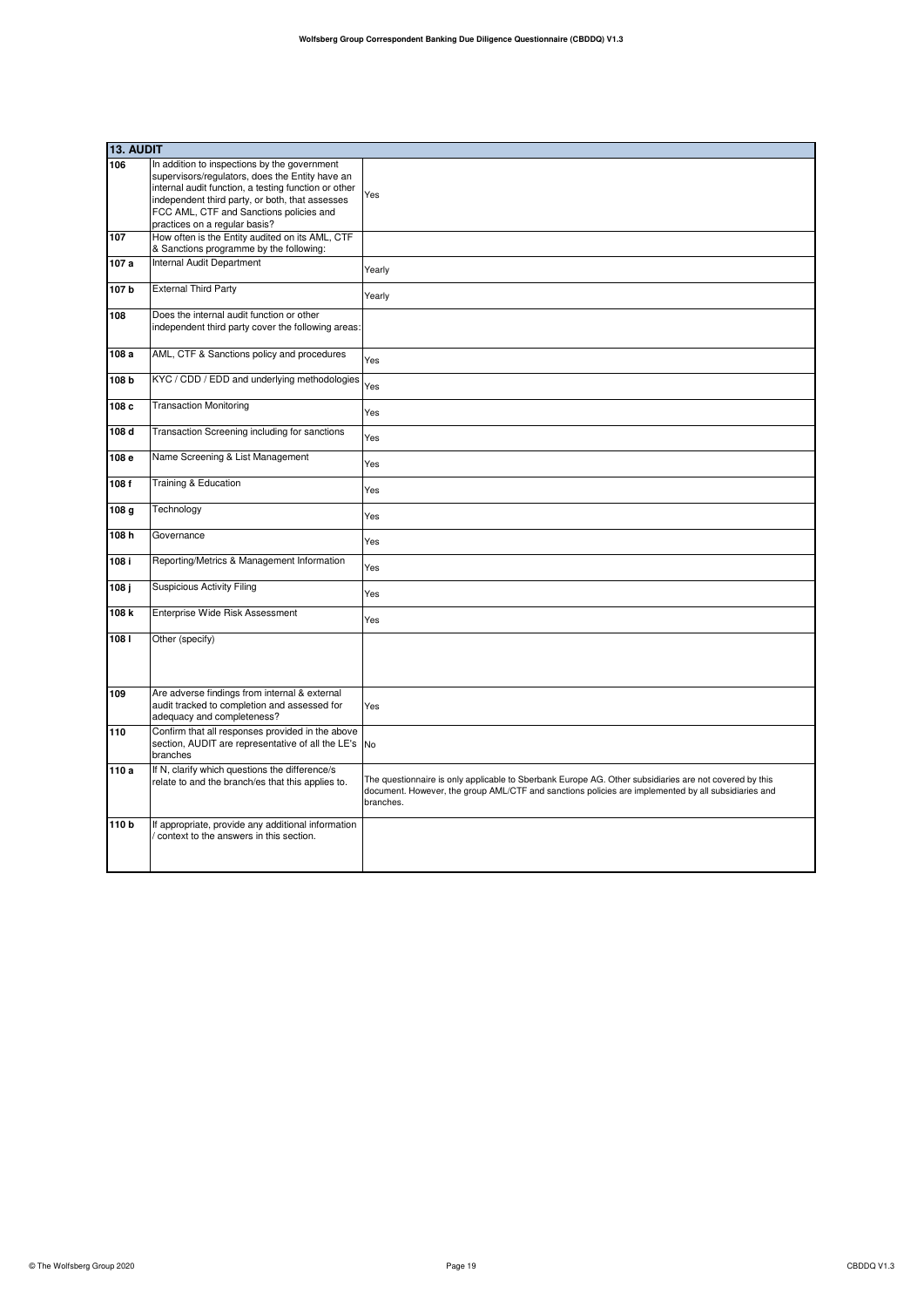## 13. AUDIT

| | | |
|---|---|---|
| 106 | In addition to inspections by the government supervisors/regulators, does the Entity have an internal audit function, a testing function or other independent third party, or both, that assesses FCC AML, CTF and Sanctions policies and practices on a regular basis? | Yes |
| 107 | How often is the Entity audited on its AML, CTF & Sanctions programme by the following: | |
| 107 a | Internal Audit Department | Yearly |
| 107 b | External Third Party | Yearly |
| 108 | Does the internal audit function or other independent third party cover the following areas: | |
| 108 a | AML, CTF & Sanctions policy and procedures | Yes |
| 108 b | KYC / CDD / EDD and underlying methodologies | Yes |
| 108 c | Transaction Monitoring | Yes |
| 108 d | Transaction Screening including for sanctions | Yes |
| 108 e | Name Screening & List Management | Yes |
| 108 f | Training & Education | Yes |
| 108 g | Technology | Yes |
| 108 h | Governance | Yes |
| 108 i | Reporting/Metrics & Management Information | Yes |
| 108 j | Suspicious Activity Filing | Yes |
| 108 k | Enterprise Wide Risk Assessment | Yes |
| 108 l | Other (specify) | |
| 109 | Are adverse findings from internal & external audit tracked to completion and assessed for adequacy and completeness? | Yes |
| 110 | Confirm that all responses provided in the above section, AUDIT are representative of all the LE's branches | No |
| 110 a | If N, clarify which questions the difference/s relate to and the branch/es that this applies to. | The questionnaire is only applicable to Sberbank Europe AG. Other subsidiaries are not covered by this document. However, the group AML/CTF and sanctions policies are implemented by all subsidiaries and branches. |
| 110 b | If appropriate, provide any additional information / context to the answers in this section. | |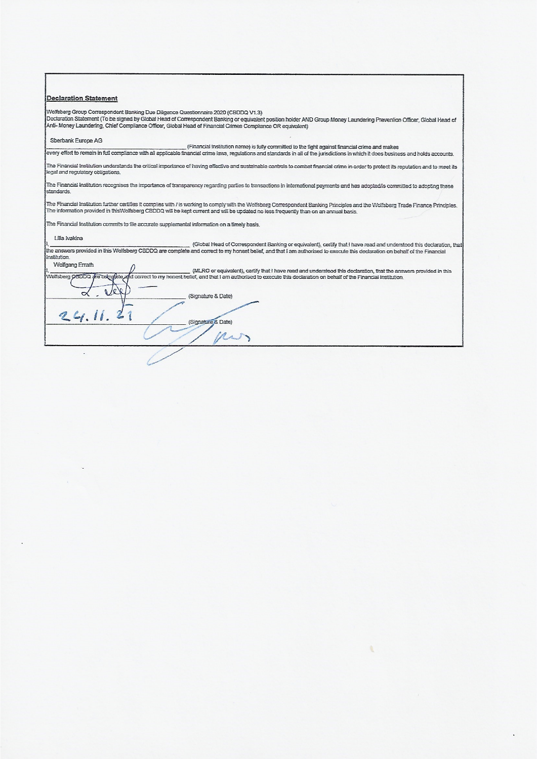**Declaration Statement**

Wolfsberg Group Correspondent Banking Due Diligence Questionnaire 2020 (CBDDQ V1.3)
Declaration Statement (To be signed by Global Head of Correspondent Banking or equivalent position holder AND Group Money Laundering Prevention Officer, Global Head of Anti- Money Laundering, Chief Compliance Officer, Global Head of Financial Crimes Compliance OR equivalent)

Sberbank Europe AG
\_\_\_\_\_\_\_\_\_\_\_\_\_\_\_\_\_\_\_\_\_\_\_\_\_\_\_\_\_\_\_\_ (Financial Institution name) is fully committed to the fight against financial crime and makes every effort to remain in full compliance with all applicable financial crime laws, regulations and standards in all of the jurisdictions in which it does business and holds accounts.

The Financial Institution understands the critical importance of having effective and sustainable controls to combat financial crime in order to protect its reputation and to meet its legal and regulatory obligations.

The Financial Institution recognises the importance of transparency regarding parties to transactions in international payments and has adopted/is committed to adopting these standards.

The Financial Institution further certifies it complies with / is working to comply with the Wolfsberg Correspondent Banking Principles and the Wolfsberg Trade Finance Principles. The information provided in thisWolfsberg CBDDQ will be kept current and will be updated no less frequently than on an annual basis.

The Financial Institution commits to file accurate supplemental information on a timely basis.

Lilia Ivakina
I, \_\_\_\_\_\_\_\_\_\_\_\_\_\_\_\_\_\_\_\_\_\_\_\_\_\_\_\_\_\_\_\_ (Global Head of Correspondent Banking or equivalent), certify that I have read and understood this declaration, that the answers provided in this Wolfsberg CBDDQ are complete and correct to my honest belief, and that I am authorised to execute this declaration on behalf of the Financial Institution.

Wolfgang Errath
I, \_\_\_\_\_\_\_\_\_\_\_\_\_\_\_\_\_\_\_\_\_\_\_\_\_\_\_\_\_\_\_\_ (MLRO or equivalent), certify that I have read and understood this declaration, that the answers provided in this Wolfsberg CBDDQ are complete and correct to my honest belief, and that I am authorised to execute this declaration on behalf of the Financial Institution.

\_\_\_\_\_\_\_\_\_\_\_\_\_\_\_\_\_\_\_\_\_\_\_\_\_\_\_\_\_\_\_\_ (Signature & Date)

24.11.21
\_\_\_\_\_\_\_\_\_\_\_\_\_\_\_\_\_\_\_\_\_\_\_\_\_\_\_\_\_\_\_\_ (Signature & Date)